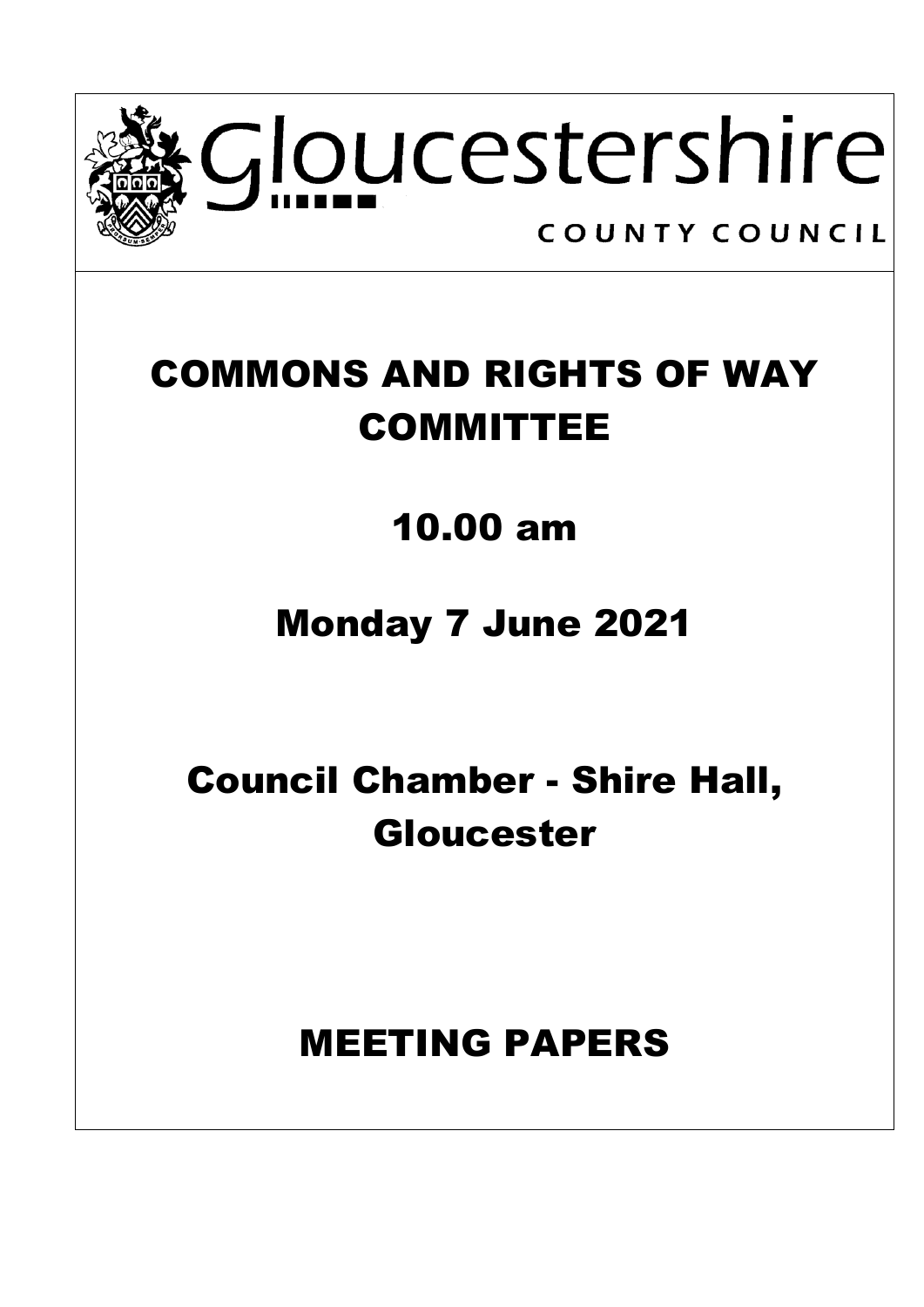Gloucestershire

COUNTY COUNCIL

# COMMONS AND RIGHTS OF WAY COMMITTEE

## 10.00 am

## Monday 7 June 2021

## Council Chamber - Shire Hall, Gloucester

# MEETING PAPERS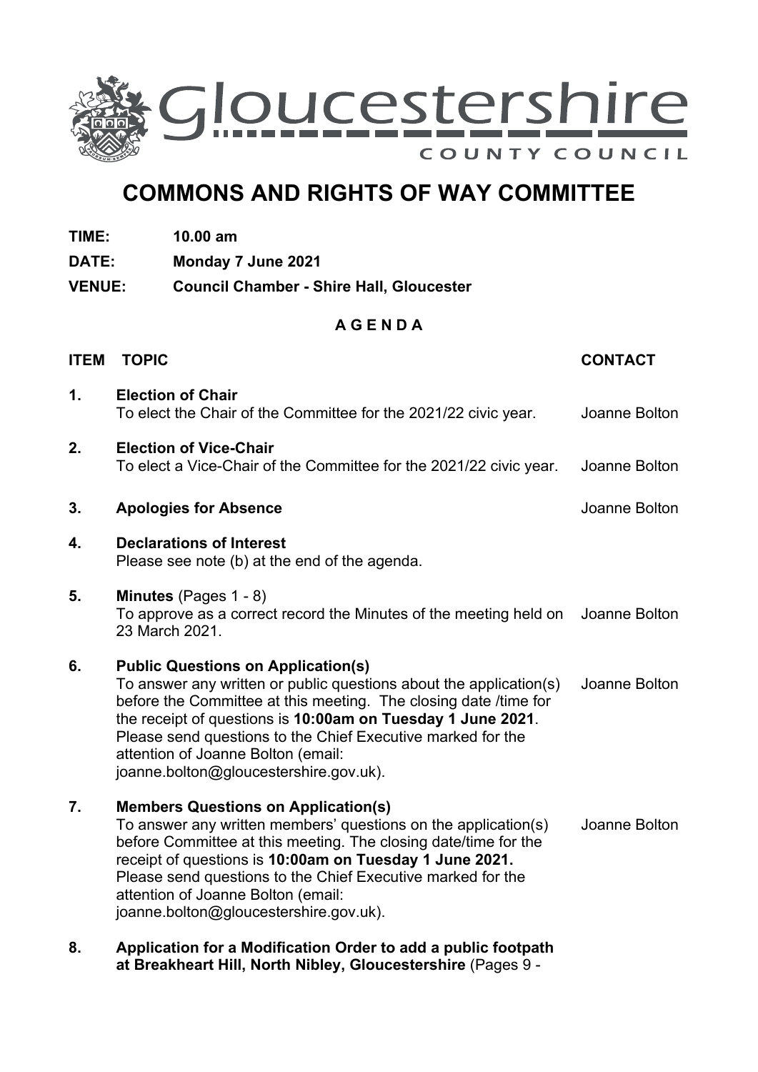Gloucestershire

COUNTY COUNCIL

# COMMONS AND RIGHTS OF WAY COMMITTEE

**TIME:** 10.00 am

**DATE:** Monday 7 June 2021

**VENUE:** Council Chamber - Shire Hall, Gloucester

## A G E N D A

| ITEM | TOPIC | CONTACT |
|---|---|---|
| 1. | **Election of Chair**<br>To elect the Chair of the Committee for the 2021/22 civic year. | Joanne Bolton |
| 2. | **Election of Vice-Chair**<br>To elect a Vice-Chair of the Committee for the 2021/22 civic year. | Joanne Bolton |
| 3. | **Apologies for Absence** | Joanne Bolton |
| 4. | **Declarations of Interest**<br>Please see note (b) at the end of the agenda. | |
| 5. | **Minutes** (Pages 1 - 8)<br>To approve as a correct record the Minutes of the meeting held on 23 March 2021. | Joanne Bolton |
| 6. | **Public Questions on Application(s)**<br>To answer any written or public questions about the application(s) before the Committee at this meeting. The closing date /time for the receipt of questions is **10:00am on Tuesday 1 June 2021**. Please send questions to the Chief Executive marked for the attention of Joanne Bolton (email: joanne.bolton@gloucestershire.gov.uk). | Joanne Bolton |
| 7. | **Members Questions on Application(s)**<br>To answer any written members' questions on the application(s) before Committee at this meeting. The closing date/time for the receipt of questions is **10:00am on Tuesday 1 June 2021.** Please send questions to the Chief Executive marked for the attention of Joanne Bolton (email: joanne.bolton@gloucestershire.gov.uk). | Joanne Bolton |
| 8. | **Application for a Modification Order to add a public footpath at Breakheart Hill, North Nibley, Gloucestershire** (Pages 9 - | |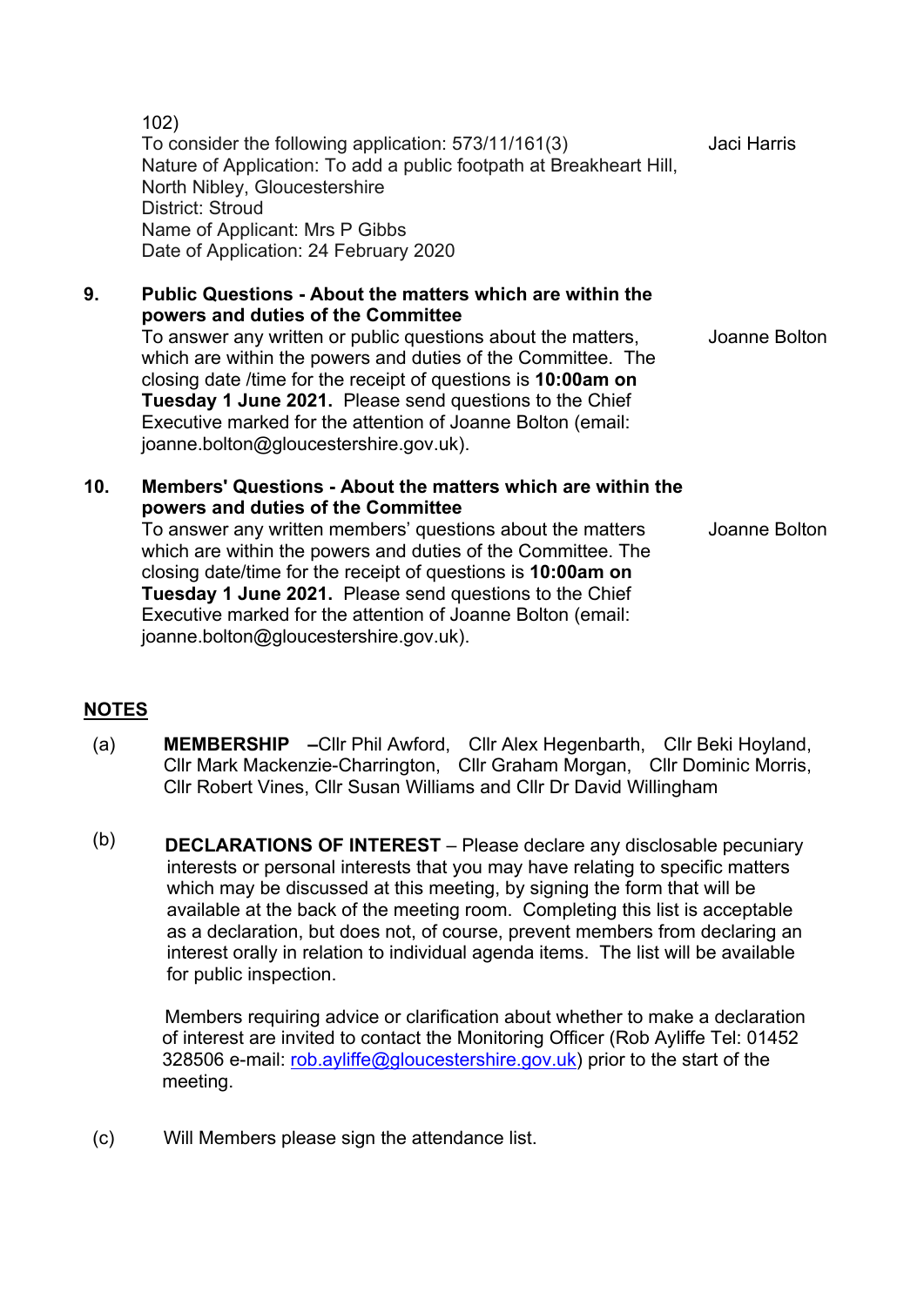102)
To consider the following application: 573/11/161(3) — Jaci Harris
Nature of Application: To add a public footpath at Breakheart Hill, North Nibley, Gloucestershire
District: Stroud
Name of Applicant: Mrs P Gibbs
Date of Application: 24 February 2020

**9. Public Questions - About the matters which are within the powers and duties of the Committee**

To answer any written or public questions about the matters, which are within the powers and duties of the Committee. The closing date /time for the receipt of questions is **10:00am on Tuesday 1 June 2021.** Please send questions to the Chief Executive marked for the attention of Joanne Bolton (email: joanne.bolton@gloucestershire.gov.uk). — Joanne Bolton

**10. Members' Questions - About the matters which are within the powers and duties of the Committee**

To answer any written members' questions about the matters which are within the powers and duties of the Committee. The closing date/time for the receipt of questions is **10:00am on Tuesday 1 June 2021.** Please send questions to the Chief Executive marked for the attention of Joanne Bolton (email: joanne.bolton@gloucestershire.gov.uk). — Joanne Bolton

## NOTES

(a) **MEMBERSHIP** –Cllr Phil Awford, Cllr Alex Hegenbarth, Cllr Beki Hoyland, Cllr Mark Mackenzie-Charrington, Cllr Graham Morgan, Cllr Dominic Morris, Cllr Robert Vines, Cllr Susan Williams and Cllr Dr David Willingham

(b) **DECLARATIONS OF INTEREST** – Please declare any disclosable pecuniary interests or personal interests that you may have relating to specific matters which may be discussed at this meeting, by signing the form that will be available at the back of the meeting room. Completing this list is acceptable as a declaration, but does not, of course, prevent members from declaring an interest orally in relation to individual agenda items. The list will be available for public inspection.

Members requiring advice or clarification about whether to make a declaration of interest are invited to contact the Monitoring Officer (Rob Ayliffe Tel: 01452 328506 e-mail: rob.ayliffe@gloucestershire.gov.uk) prior to the start of the meeting.

(c) Will Members please sign the attendance list.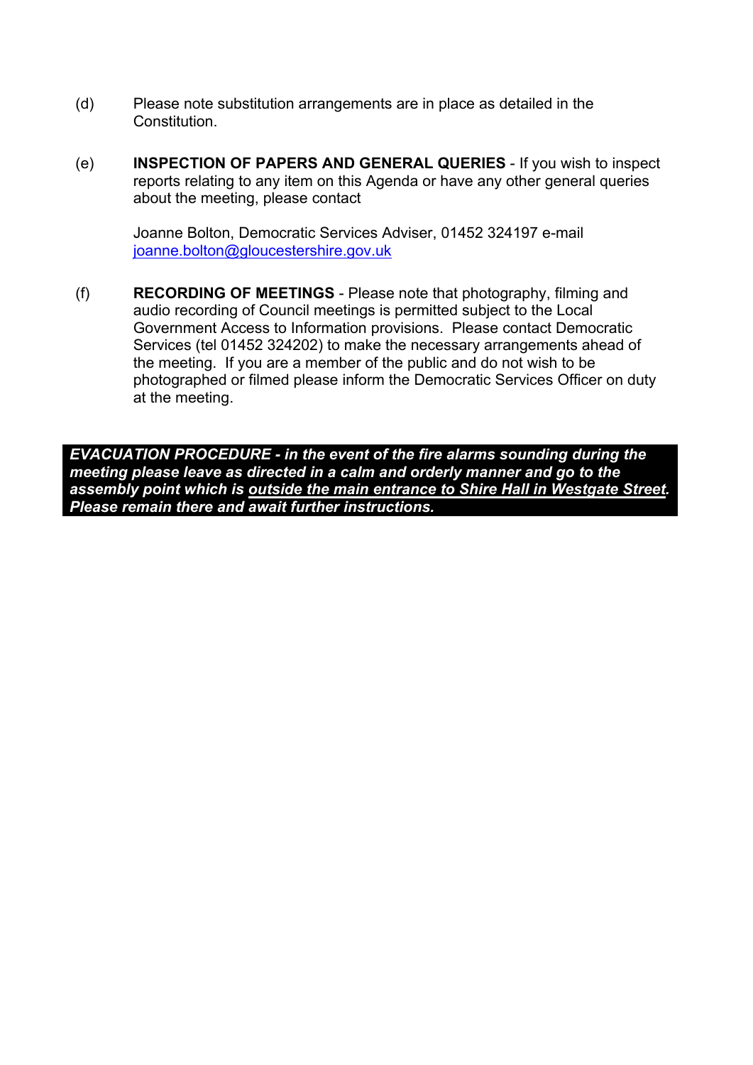(d) Please note substitution arrangements are in place as detailed in the Constitution.

(e) **INSPECTION OF PAPERS AND GENERAL QUERIES** - If you wish to inspect reports relating to any item on this Agenda or have any other general queries about the meeting, please contact

Joanne Bolton, Democratic Services Adviser, 01452 324197 e-mail joanne.bolton@gloucestershire.gov.uk

(f) **RECORDING OF MEETINGS** - Please note that photography, filming and audio recording of Council meetings is permitted subject to the Local Government Access to Information provisions. Please contact Democratic Services (tel 01452 324202) to make the necessary arrangements ahead of the meeting. If you are a member of the public and do not wish to be photographed or filmed please inform the Democratic Services Officer on duty at the meeting.

***EVACUATION PROCEDURE - in the event of the fire alarms sounding during the meeting please leave as directed in a calm and orderly manner and go to the assembly point which is <u>outside the main entrance to Shire Hall in Westgate Street</u>. Please remain there and await further instructions.***